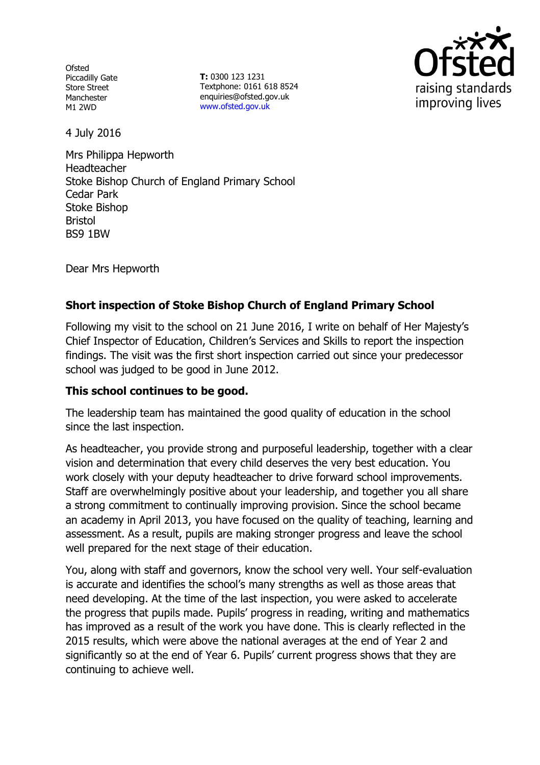Ofsted
Piccadilly Gate
Store Street
Manchester
M1 2WD

**T:** 0300 123 1231
Textphone: 0161 618 8524
enquiries@ofsted.gov.uk
www.ofsted.gov.uk

4 July 2016

Mrs Philippa Hepworth
Headteacher
Stoke Bishop Church of England Primary School
Cedar Park
Stoke Bishop
Bristol
BS9 1BW

Dear Mrs Hepworth

**Short inspection of Stoke Bishop Church of England Primary School**

Following my visit to the school on 21 June 2016, I write on behalf of Her Majesty's Chief Inspector of Education, Children's Services and Skills to report the inspection findings. The visit was the first short inspection carried out since your predecessor school was judged to be good in June 2012.

**This school continues to be good.**

The leadership team has maintained the good quality of education in the school since the last inspection.

As headteacher, you provide strong and purposeful leadership, together with a clear vision and determination that every child deserves the very best education. You work closely with your deputy headteacher to drive forward school improvements. Staff are overwhelmingly positive about your leadership, and together you all share a strong commitment to continually improving provision. Since the school became an academy in April 2013, you have focused on the quality of teaching, learning and assessment. As a result, pupils are making stronger progress and leave the school well prepared for the next stage of their education.

You, along with staff and governors, know the school very well. Your self-evaluation is accurate and identifies the school's many strengths as well as those areas that need developing. At the time of the last inspection, you were asked to accelerate the progress that pupils made. Pupils' progress in reading, writing and mathematics has improved as a result of the work you have done. This is clearly reflected in the 2015 results, which were above the national averages at the end of Year 2 and significantly so at the end of Year 6. Pupils' current progress shows that they are continuing to achieve well.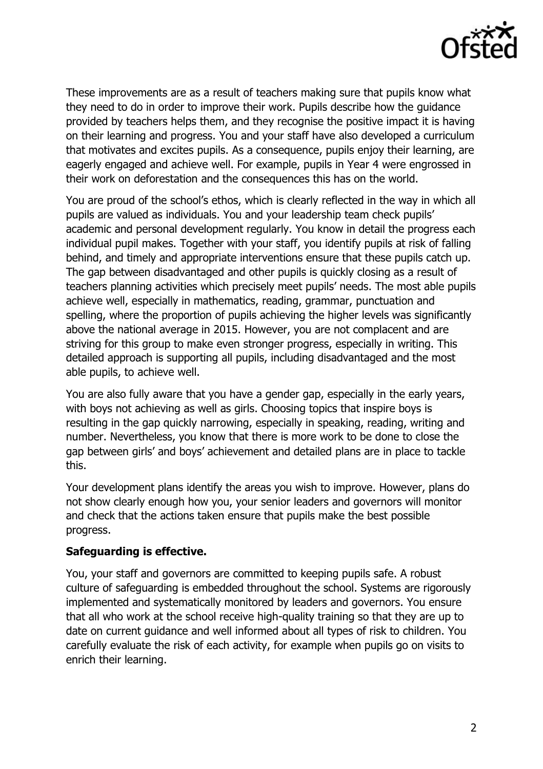These improvements are as a result of teachers making sure that pupils know what they need to do in order to improve their work. Pupils describe how the guidance provided by teachers helps them, and they recognise the positive impact it is having on their learning and progress. You and your staff have also developed a curriculum that motivates and excites pupils. As a consequence, pupils enjoy their learning, are eagerly engaged and achieve well. For example, pupils in Year 4 were engrossed in their work on deforestation and the consequences this has on the world.

You are proud of the school's ethos, which is clearly reflected in the way in which all pupils are valued as individuals. You and your leadership team check pupils' academic and personal development regularly. You know in detail the progress each individual pupil makes. Together with your staff, you identify pupils at risk of falling behind, and timely and appropriate interventions ensure that these pupils catch up. The gap between disadvantaged and other pupils is quickly closing as a result of teachers planning activities which precisely meet pupils' needs. The most able pupils achieve well, especially in mathematics, reading, grammar, punctuation and spelling, where the proportion of pupils achieving the higher levels was significantly above the national average in 2015. However, you are not complacent and are striving for this group to make even stronger progress, especially in writing. This detailed approach is supporting all pupils, including disadvantaged and the most able pupils, to achieve well.

You are also fully aware that you have a gender gap, especially in the early years, with boys not achieving as well as girls. Choosing topics that inspire boys is resulting in the gap quickly narrowing, especially in speaking, reading, writing and number. Nevertheless, you know that there is more work to be done to close the gap between girls' and boys' achievement and detailed plans are in place to tackle this.

Your development plans identify the areas you wish to improve. However, plans do not show clearly enough how you, your senior leaders and governors will monitor and check that the actions taken ensure that pupils make the best possible progress.

**Safeguarding is effective.**

You, your staff and governors are committed to keeping pupils safe. A robust culture of safeguarding is embedded throughout the school. Systems are rigorously implemented and systematically monitored by leaders and governors. You ensure that all who work at the school receive high-quality training so that they are up to date on current guidance and well informed about all types of risk to children. You carefully evaluate the risk of each activity, for example when pupils go on visits to enrich their learning.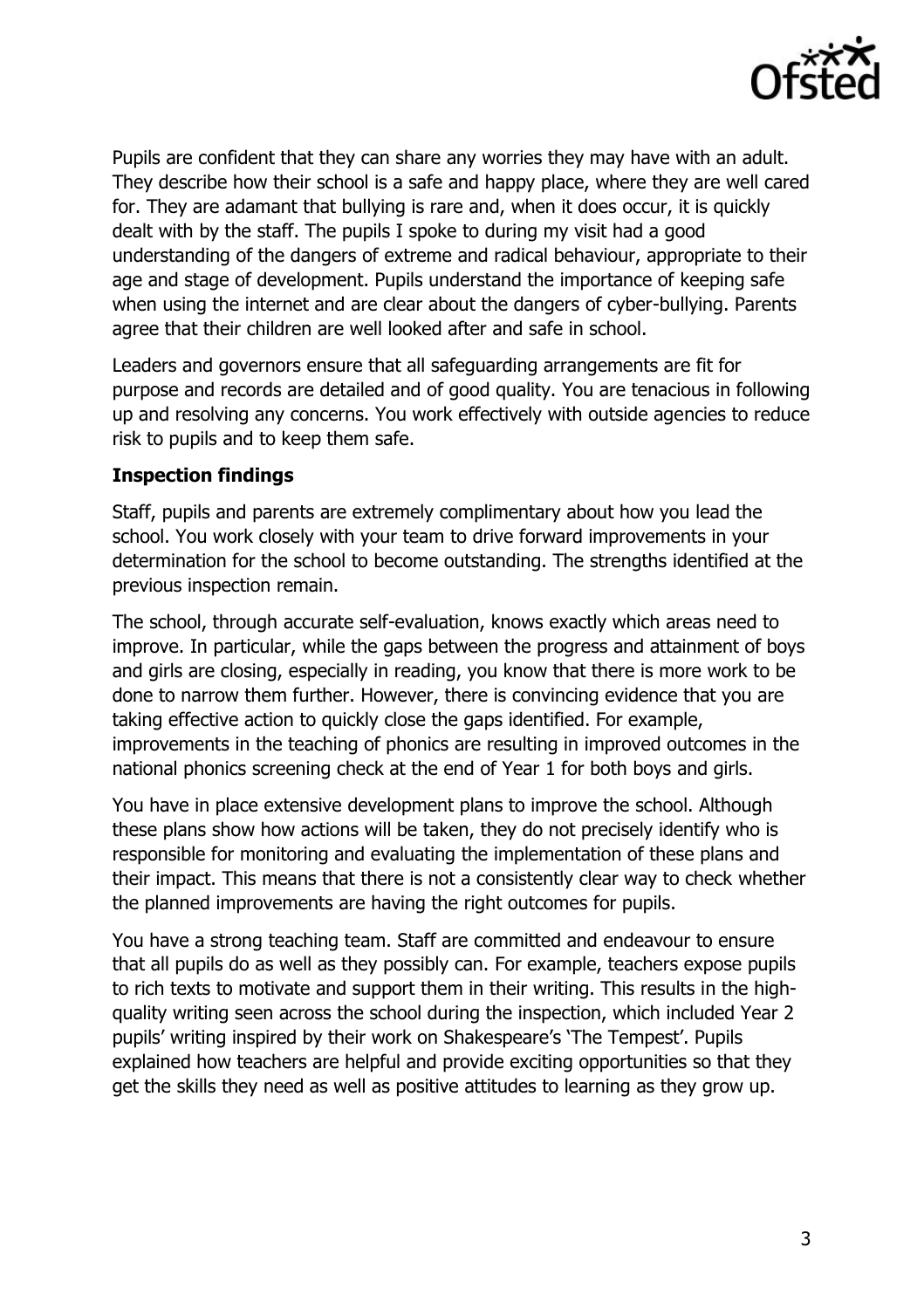Pupils are confident that they can share any worries they may have with an adult. They describe how their school is a safe and happy place, where they are well cared for. They are adamant that bullying is rare and, when it does occur, it is quickly dealt with by the staff. The pupils I spoke to during my visit had a good understanding of the dangers of extreme and radical behaviour, appropriate to their age and stage of development. Pupils understand the importance of keeping safe when using the internet and are clear about the dangers of cyber-bullying. Parents agree that their children are well looked after and safe in school.

Leaders and governors ensure that all safeguarding arrangements are fit for purpose and records are detailed and of good quality. You are tenacious in following up and resolving any concerns. You work effectively with outside agencies to reduce risk to pupils and to keep them safe.

**Inspection findings**

Staff, pupils and parents are extremely complimentary about how you lead the school. You work closely with your team to drive forward improvements in your determination for the school to become outstanding. The strengths identified at the previous inspection remain.

The school, through accurate self-evaluation, knows exactly which areas need to improve. In particular, while the gaps between the progress and attainment of boys and girls are closing, especially in reading, you know that there is more work to be done to narrow them further. However, there is convincing evidence that you are taking effective action to quickly close the gaps identified. For example, improvements in the teaching of phonics are resulting in improved outcomes in the national phonics screening check at the end of Year 1 for both boys and girls.

You have in place extensive development plans to improve the school. Although these plans show how actions will be taken, they do not precisely identify who is responsible for monitoring and evaluating the implementation of these plans and their impact. This means that there is not a consistently clear way to check whether the planned improvements are having the right outcomes for pupils.

You have a strong teaching team. Staff are committed and endeavour to ensure that all pupils do as well as they possibly can. For example, teachers expose pupils to rich texts to motivate and support them in their writing. This results in the high-quality writing seen across the school during the inspection, which included Year 2 pupils' writing inspired by their work on Shakespeare's 'The Tempest'. Pupils explained how teachers are helpful and provide exciting opportunities so that they get the skills they need as well as positive attitudes to learning as they grow up.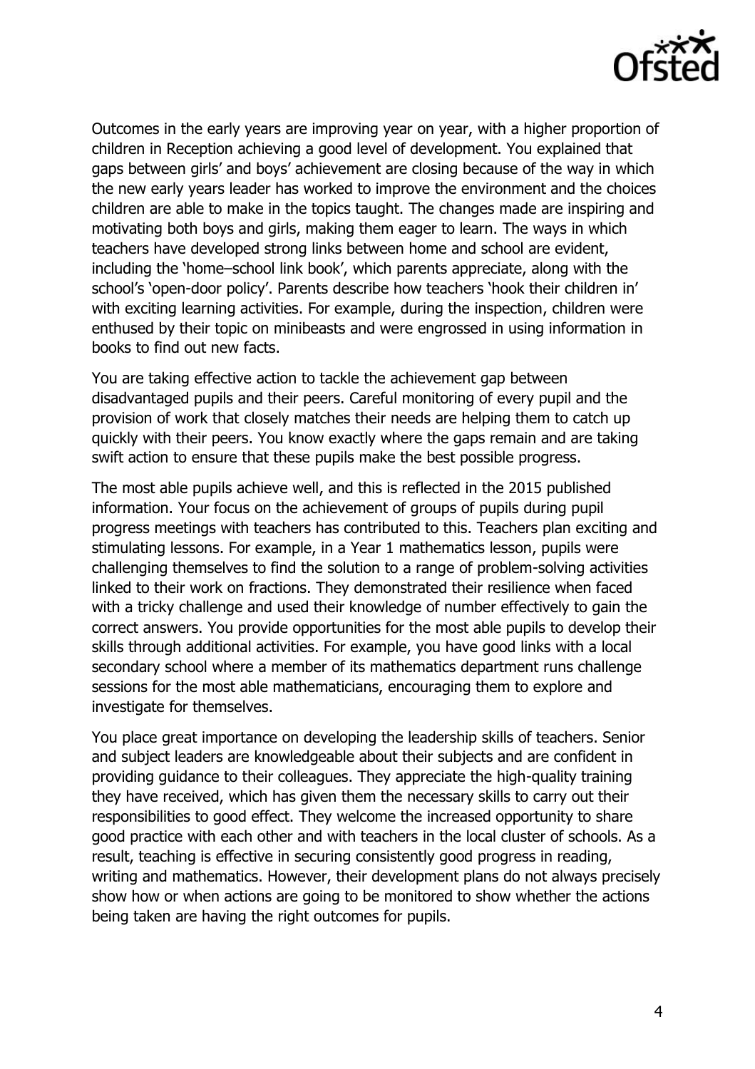Outcomes in the early years are improving year on year, with a higher proportion of children in Reception achieving a good level of development. You explained that gaps between girls' and boys' achievement are closing because of the way in which the new early years leader has worked to improve the environment and the choices children are able to make in the topics taught. The changes made are inspiring and motivating both boys and girls, making them eager to learn. The ways in which teachers have developed strong links between home and school are evident, including the 'home–school link book', which parents appreciate, along with the school's 'open-door policy'. Parents describe how teachers 'hook their children in' with exciting learning activities. For example, during the inspection, children were enthused by their topic on minibeasts and were engrossed in using information in books to find out new facts.

You are taking effective action to tackle the achievement gap between disadvantaged pupils and their peers. Careful monitoring of every pupil and the provision of work that closely matches their needs are helping them to catch up quickly with their peers. You know exactly where the gaps remain and are taking swift action to ensure that these pupils make the best possible progress.

The most able pupils achieve well, and this is reflected in the 2015 published information. Your focus on the achievement of groups of pupils during pupil progress meetings with teachers has contributed to this. Teachers plan exciting and stimulating lessons. For example, in a Year 1 mathematics lesson, pupils were challenging themselves to find the solution to a range of problem-solving activities linked to their work on fractions. They demonstrated their resilience when faced with a tricky challenge and used their knowledge of number effectively to gain the correct answers. You provide opportunities for the most able pupils to develop their skills through additional activities. For example, you have good links with a local secondary school where a member of its mathematics department runs challenge sessions for the most able mathematicians, encouraging them to explore and investigate for themselves.

You place great importance on developing the leadership skills of teachers. Senior and subject leaders are knowledgeable about their subjects and are confident in providing guidance to their colleagues. They appreciate the high-quality training they have received, which has given them the necessary skills to carry out their responsibilities to good effect. They welcome the increased opportunity to share good practice with each other and with teachers in the local cluster of schools. As a result, teaching is effective in securing consistently good progress in reading, writing and mathematics. However, their development plans do not always precisely show how or when actions are going to be monitored to show whether the actions being taken are having the right outcomes for pupils.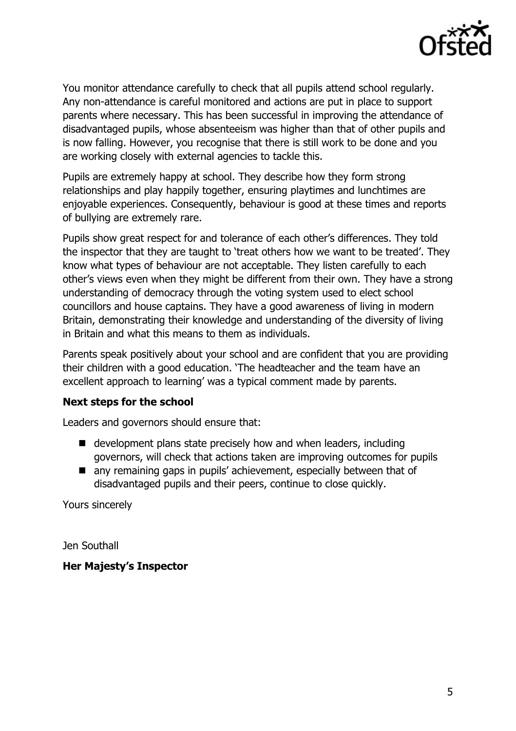You monitor attendance carefully to check that all pupils attend school regularly. Any non-attendance is careful monitored and actions are put in place to support parents where necessary. This has been successful in improving the attendance of disadvantaged pupils, whose absenteeism was higher than that of other pupils and is now falling. However, you recognise that there is still work to be done and you are working closely with external agencies to tackle this.

Pupils are extremely happy at school. They describe how they form strong relationships and play happily together, ensuring playtimes and lunchtimes are enjoyable experiences. Consequently, behaviour is good at these times and reports of bullying are extremely rare.

Pupils show great respect for and tolerance of each other's differences. They told the inspector that they are taught to 'treat others how we want to be treated'. They know what types of behaviour are not acceptable. They listen carefully to each other's views even when they might be different from their own. They have a strong understanding of democracy through the voting system used to elect school councillors and house captains. They have a good awareness of living in modern Britain, demonstrating their knowledge and understanding of the diversity of living in Britain and what this means to them as individuals.

Parents speak positively about your school and are confident that you are providing their children with a good education. 'The headteacher and the team have an excellent approach to learning' was a typical comment made by parents.

**Next steps for the school**

Leaders and governors should ensure that:

- development plans state precisely how and when leaders, including governors, will check that actions taken are improving outcomes for pupils
- any remaining gaps in pupils' achievement, especially between that of disadvantaged pupils and their peers, continue to close quickly.

Yours sincerely

Jen Southall

**Her Majesty's Inspector**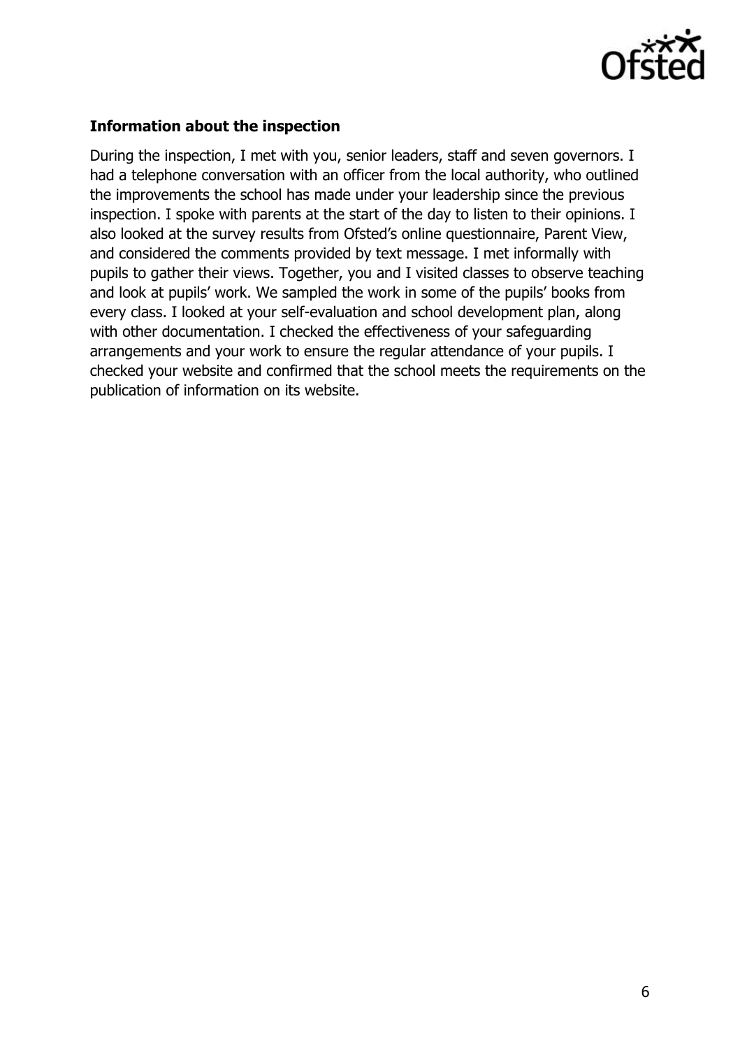**Information about the inspection**

During the inspection, I met with you, senior leaders, staff and seven governors. I had a telephone conversation with an officer from the local authority, who outlined the improvements the school has made under your leadership since the previous inspection. I spoke with parents at the start of the day to listen to their opinions. I also looked at the survey results from Ofsted's online questionnaire, Parent View, and considered the comments provided by text message. I met informally with pupils to gather their views. Together, you and I visited classes to observe teaching and look at pupils' work. We sampled the work in some of the pupils' books from every class. I looked at your self-evaluation and school development plan, along with other documentation. I checked the effectiveness of your safeguarding arrangements and your work to ensure the regular attendance of your pupils. I checked your website and confirmed that the school meets the requirements on the publication of information on its website.